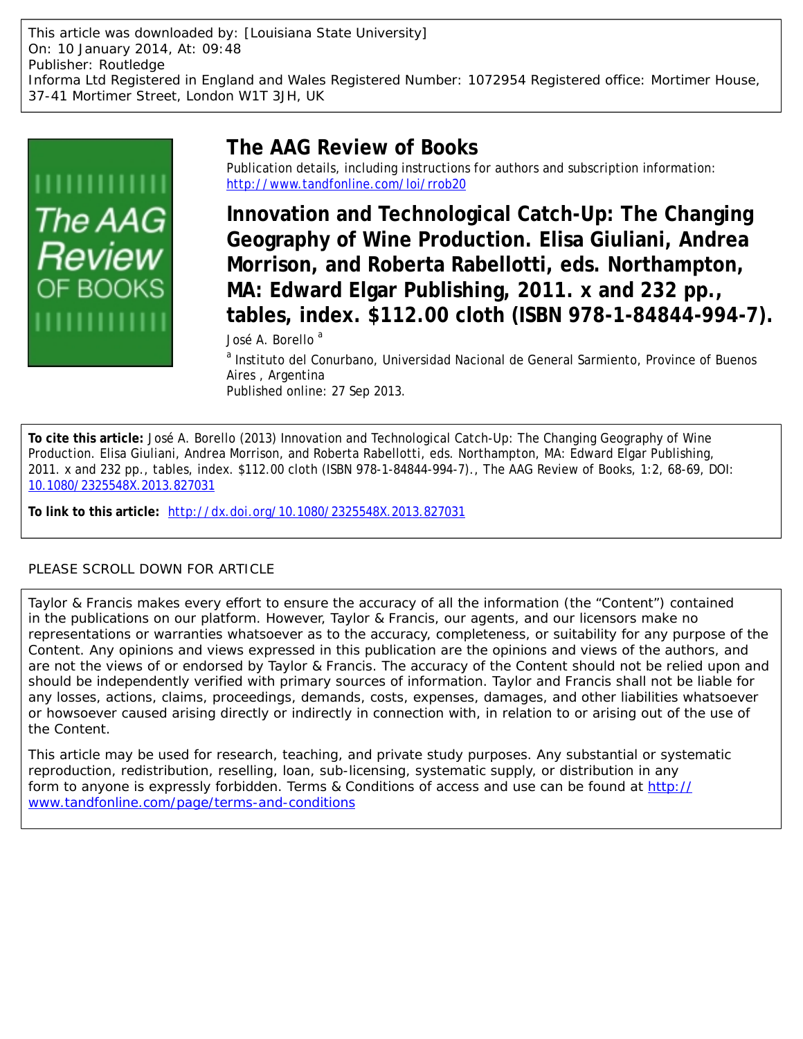This article was downloaded by: [Louisiana State University]
On: 10 January 2014, At: 09:48
Publisher: Routledge
Informa Ltd Registered in England and Wales Registered Number: 1072954 Registered office: Mortimer House, 37-41 Mortimer Street, London W1T 3JH, UK

# The AAG Review of Books

Publication details, including instructions for authors and subscription information:
http://www.tandfonline.com/loi/rrob20

## Innovation and Technological Catch-Up: The Changing Geography of Wine Production. Elisa Giuliani, Andrea Morrison, and Roberta Rabellotti, eds. Northampton, MA: Edward Elgar Publishing, 2011. x and 232 pp., tables, index. $112.00 cloth (ISBN 978-1-84844-994-7).

José A. Borello [a]

[a] Instituto del Conurbano, Universidad Nacional de General Sarmiento, Province of Buenos Aires , Argentina

Published online: 27 Sep 2013.

**To cite this article:** José A. Borello (2013) Innovation and Technological Catch-Up: The Changing Geography of Wine Production. Elisa Giuliani, Andrea Morrison, and Roberta Rabellotti, eds. Northampton, MA: Edward Elgar Publishing, 2011. x and 232 pp., tables, index. $112.00 cloth (ISBN 978-1-84844-994-7)., The AAG Review of Books, 1:2, 68-69, DOI: 10.1080/2325548X.2013.827031

**To link to this article:** http://dx.doi.org/10.1080/2325548X.2013.827031

PLEASE SCROLL DOWN FOR ARTICLE

Taylor & Francis makes every effort to ensure the accuracy of all the information (the "Content") contained in the publications on our platform. However, Taylor & Francis, our agents, and our licensors make no representations or warranties whatsoever as to the accuracy, completeness, or suitability for any purpose of the Content. Any opinions and views expressed in this publication are the opinions and views of the authors, and are not the views of or endorsed by Taylor & Francis. The accuracy of the Content should not be relied upon and should be independently verified with primary sources of information. Taylor and Francis shall not be liable for any losses, actions, claims, proceedings, demands, costs, expenses, damages, and other liabilities whatsoever or howsoever caused arising directly or indirectly in connection with, in relation to or arising out of the use of the Content.

This article may be used for research, teaching, and private study purposes. Any substantial or systematic reproduction, redistribution, reselling, loan, sub-licensing, systematic supply, or distribution in any form to anyone is expressly forbidden. Terms & Conditions of access and use can be found at http://www.tandfonline.com/page/terms-and-conditions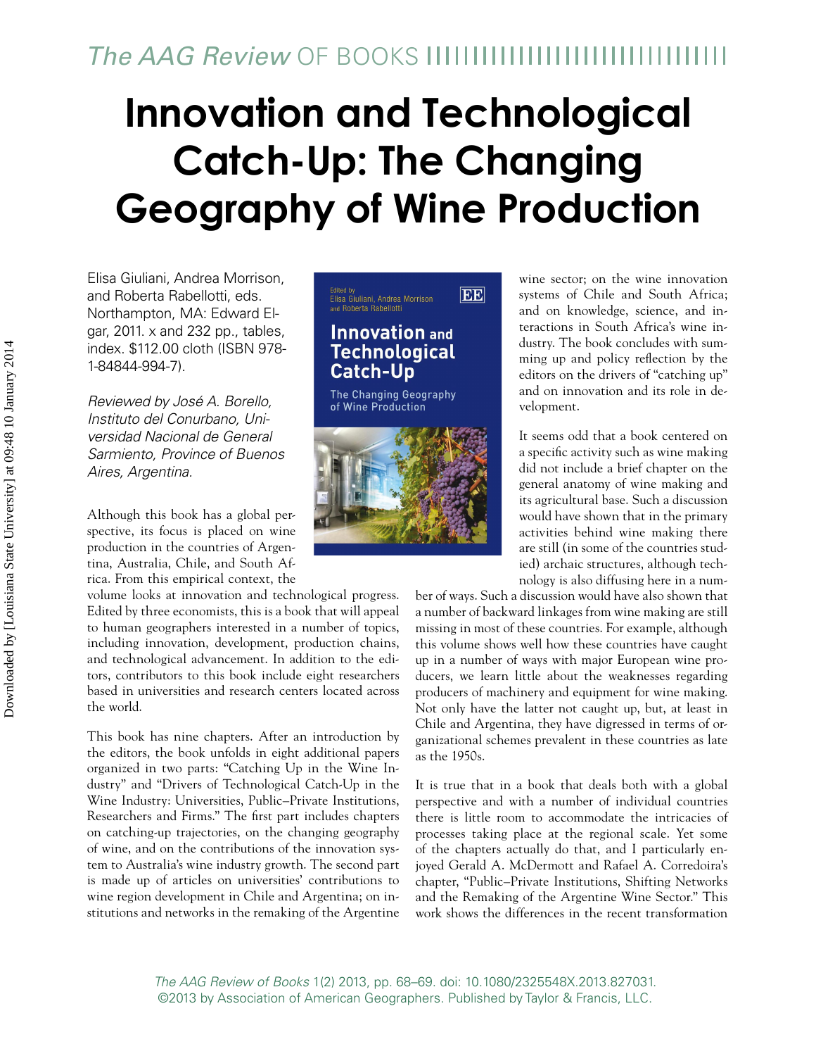# Innovation and Technological Catch-Up: The Changing Geography of Wine Production

Elisa Giuliani, Andrea Morrison, and Roberta Rabellotti, eds. Northampton, MA: Edward Elgar, 2011. x and 232 pp., tables, index. $112.00 cloth (ISBN 978-1-84844-994-7).

*Reviewed by José A. Borello, Instituto del Conurbano, Universidad Nacional de General Sarmiento, Province of Buenos Aires, Argentina.*

Although this book has a global perspective, its focus is placed on wine production in the countries of Argentina, Australia, Chile, and South Africa. From this empirical context, the volume looks at innovation and technological progress. Edited by three economists, this is a book that will appeal to human geographers interested in a number of topics, including innovation, development, production chains, and technological advancement. In addition to the editors, contributors to this book include eight researchers based in universities and research centers located across the world.

This book has nine chapters. After an introduction by the editors, the book unfolds in eight additional papers organized in two parts: "Catching Up in the Wine Industry" and "Drivers of Technological Catch-Up in the Wine Industry: Universities, Public–Private Institutions, Researchers and Firms." The first part includes chapters on catching-up trajectories, on the changing geography of wine, and on the contributions of the innovation system to Australia's wine industry growth. The second part is made up of articles on universities' contributions to wine region development in Chile and Argentina; on institutions and networks in the remaking of the Argentine wine sector; on the wine innovation systems of Chile and South Africa; and on knowledge, science, and interactions in South Africa's wine industry. The book concludes with summing up and policy reflection by the editors on the drivers of "catching up" and on innovation and its role in development.

It seems odd that a book centered on a specific activity such as wine making did not include a brief chapter on the general anatomy of wine making and its agricultural base. Such a discussion would have shown that in the primary activities behind wine making there are still (in some of the countries studied) archaic structures, although technology is also diffusing here in a number of ways. Such a discussion would have also shown that a number of backward linkages from wine making are still missing in most of these countries. For example, although this volume shows well how these countries have caught up in a number of ways with major European wine producers, we learn little about the weaknesses regarding producers of machinery and equipment for wine making. Not only have the latter not caught up, but, at least in Chile and Argentina, they have digressed in terms of organizational schemes prevalent in these countries as late as the 1950s.

It is true that in a book that deals both with a global perspective and with a number of individual countries there is little room to accommodate the intricacies of processes taking place at the regional scale. Yet some of the chapters actually do that, and I particularly enjoyed Gerald A. McDermott and Rafael A. Corredoira's chapter, "Public–Private Institutions, Shifting Networks and the Remaking of the Argentine Wine Sector." This work shows the differences in the recent transformation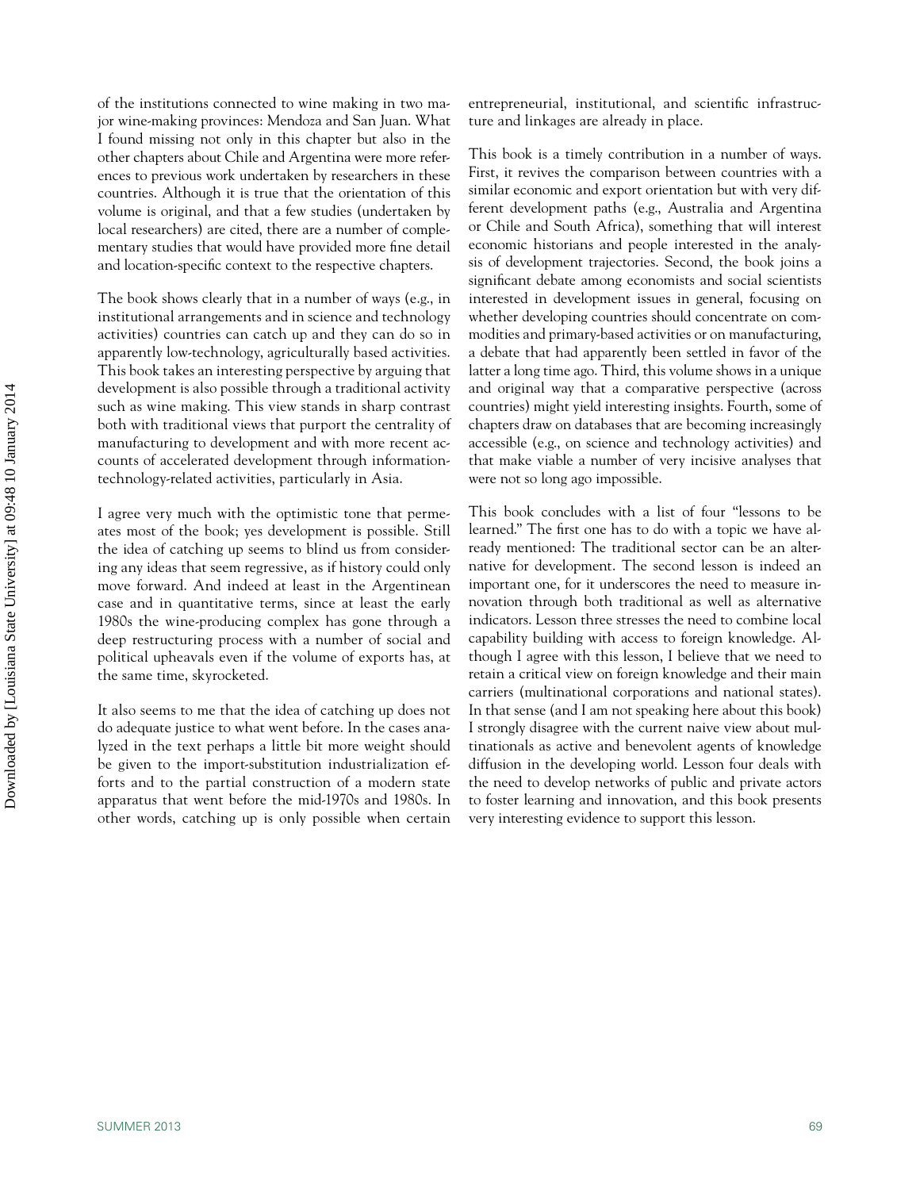of the institutions connected to wine making in two major wine-making provinces: Mendoza and San Juan. What I found missing not only in this chapter but also in the other chapters about Chile and Argentina were more references to previous work undertaken by researchers in these countries. Although it is true that the orientation of this volume is original, and that a few studies (undertaken by local researchers) are cited, there are a number of complementary studies that would have provided more fine detail and location-specific context to the respective chapters.

The book shows clearly that in a number of ways (e.g., in institutional arrangements and in science and technology activities) countries can catch up and they can do so in apparently low-technology, agriculturally based activities. This book takes an interesting perspective by arguing that development is also possible through a traditional activity such as wine making. This view stands in sharp contrast both with traditional views that purport the centrality of manufacturing to development and with more recent accounts of accelerated development through information-technology-related activities, particularly in Asia.

I agree very much with the optimistic tone that permeates most of the book; yes development is possible. Still the idea of catching up seems to blind us from considering any ideas that seem regressive, as if history could only move forward. And indeed at least in the Argentinean case and in quantitative terms, since at least the early 1980s the wine-producing complex has gone through a deep restructuring process with a number of social and political upheavals even if the volume of exports has, at the same time, skyrocketed.

It also seems to me that the idea of catching up does not do adequate justice to what went before. In the cases analyzed in the text perhaps a little bit more weight should be given to the import-substitution industrialization efforts and to the partial construction of a modern state apparatus that went before the mid-1970s and 1980s. In other words, catching up is only possible when certain entrepreneurial, institutional, and scientific infrastructure and linkages are already in place.

This book is a timely contribution in a number of ways. First, it revives the comparison between countries with a similar economic and export orientation but with very different development paths (e.g., Australia and Argentina or Chile and South Africa), something that will interest economic historians and people interested in the analysis of development trajectories. Second, the book joins a significant debate among economists and social scientists interested in development issues in general, focusing on whether developing countries should concentrate on commodities and primary-based activities or on manufacturing, a debate that had apparently been settled in favor of the latter a long time ago. Third, this volume shows in a unique and original way that a comparative perspective (across countries) might yield interesting insights. Fourth, some of chapters draw on databases that are becoming increasingly accessible (e.g., on science and technology activities) and that make viable a number of very incisive analyses that were not so long ago impossible.

This book concludes with a list of four "lessons to be learned." The first one has to do with a topic we have already mentioned: The traditional sector can be an alternative for development. The second lesson is indeed an important one, for it underscores the need to measure innovation through both traditional as well as alternative indicators. Lesson three stresses the need to combine local capability building with access to foreign knowledge. Although I agree with this lesson, I believe that we need to retain a critical view on foreign knowledge and their main carriers (multinational corporations and national states). In that sense (and I am not speaking here about this book) I strongly disagree with the current naive view about multinationals as active and benevolent agents of knowledge diffusion in the developing world. Lesson four deals with the need to develop networks of public and private actors to foster learning and innovation, and this book presents very interesting evidence to support this lesson.